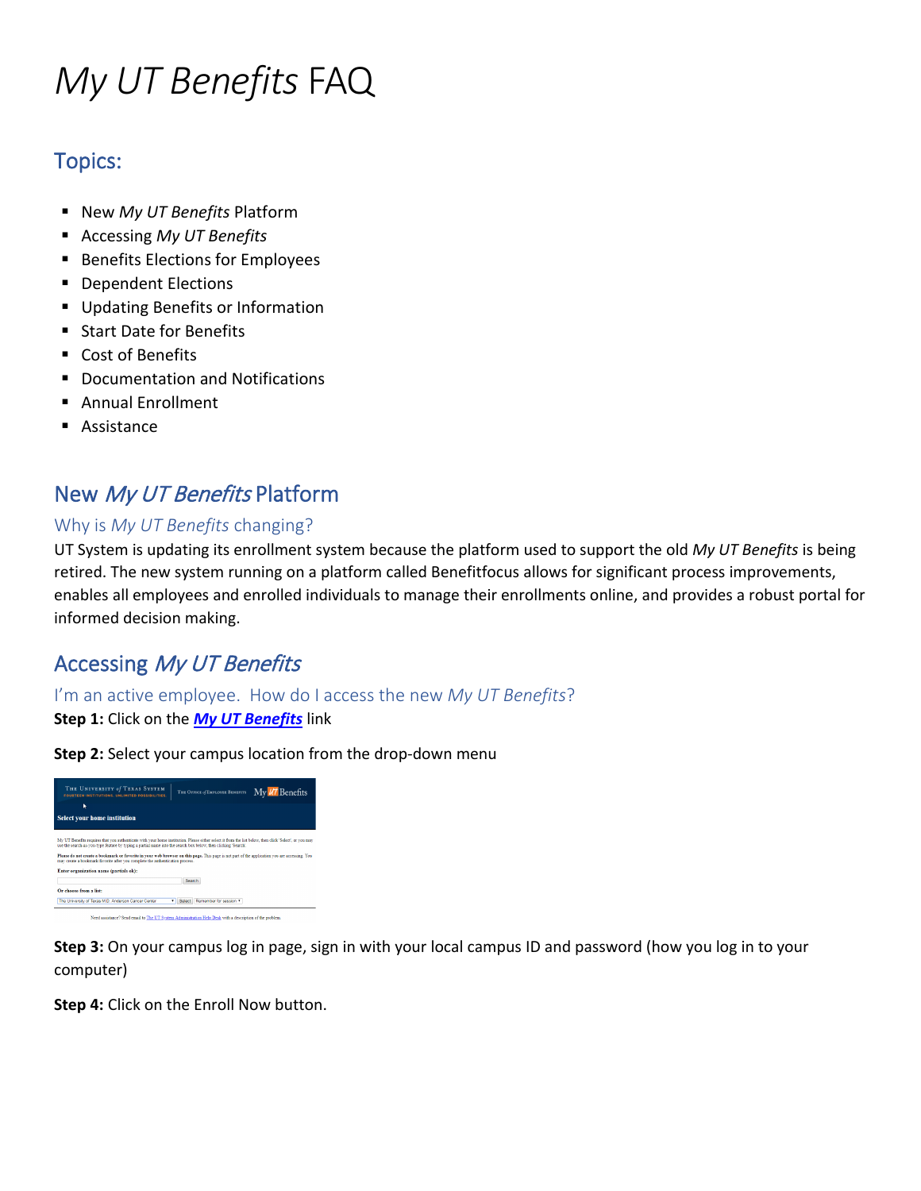# *My UT Benefits* FAQ

## Topics:

- New *My UT Benefits* Platform
- Accessing *My UT Benefits*
- Benefits Elections for Employees
- Dependent Elections
- Updating Benefits or Information
- Start Date for Benefits
- Cost of Benefits
- Documentation and Notifications
- Annual Enrollment
- Assistance

## New *My UT Benefits* Platform

### Why is *My UT Benefits* changing?

UT System is updating its enrollment system because the platform used to support the old *My UT Benefits* is being retired. The new system running on a platform called Benefitfocus allows for significant process improvements, enables all employees and enrolled individuals to manage their enrollments online, and provides a robust portal for informed decision making.

## Accessing *My UT Benefits*

### I'm an active employee. How do I access the new *My UT Benefits*?

**Step 1:** Click on the ***My UT Benefits*** link

**Step 2:** Select your campus location from the drop-down menu

**Step 3:** On your campus log in page, sign in with your local campus ID and password (how you log in to your computer)

**Step 4:** Click on the Enroll Now button.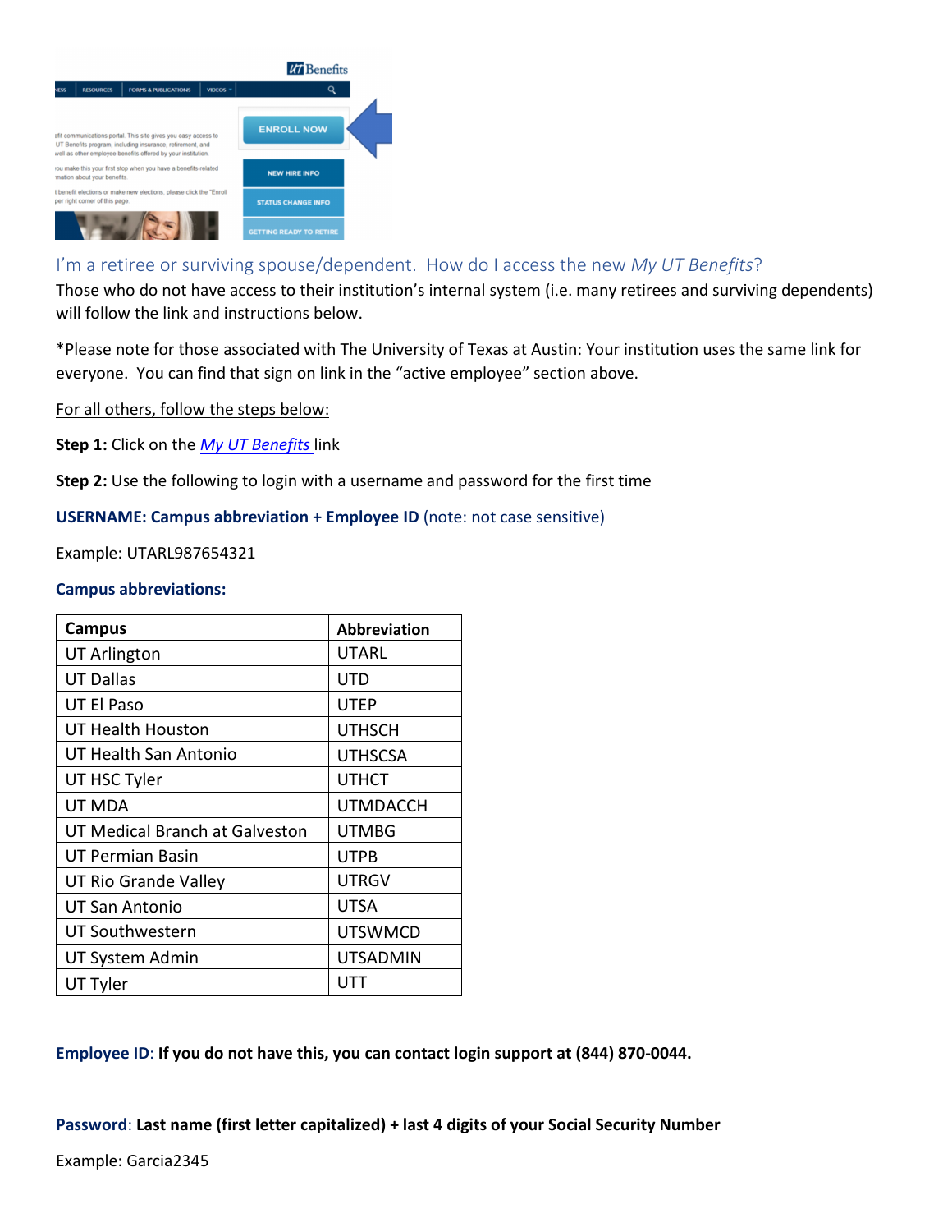## I'm a retiree or surviving spouse/dependent. How do I access the new *My UT Benefits*?

Those who do not have access to their institution's internal system (i.e. many retirees and surviving dependents) will follow the link and instructions below.

*Please note for those associated with The University of Texas at Austin: Your institution uses the same link for everyone. You can find that sign on link in the "active employee" section above.

For all others, follow the steps below:

**Step 1:** Click on the *My UT Benefits* link

**Step 2:** Use the following to login with a username and password for the first time

**USERNAME: Campus abbreviation + Employee ID** (note: not case sensitive)

Example: UTARL987654321

**Campus abbreviations:**

| Campus | Abbreviation |
| --- | --- |
| UT Arlington | UTARL |
| UT Dallas | UTD |
| UT El Paso | UTEP |
| UT Health Houston | UTHSCH |
| UT Health San Antonio | UTHSCSA |
| UT HSC Tyler | UTHCT |
| UT MDA | UTMDACCH |
| UT Medical Branch at Galveston | UTMBG |
| UT Permian Basin | UTPB |
| UT Rio Grande Valley | UTRGV |
| UT San Antonio | UTSA |
| UT Southwestern | UTSWMCD |
| UT System Admin | UTSADMIN |
| UT Tyler | UTT |

Employee ID: **If you do not have this, you can contact login support at (844) 870-0044.**

Password: **Last name (first letter capitalized) + last 4 digits of your Social Security Number**

Example: Garcia2345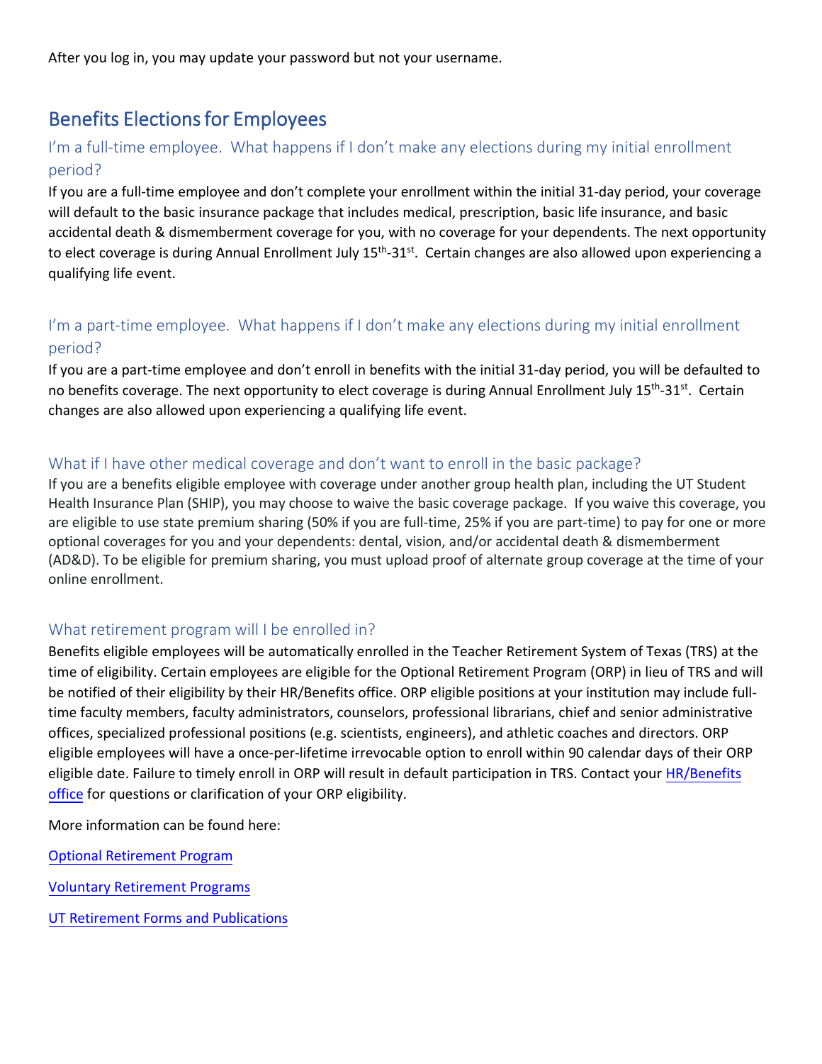After you log in, you may update your password but not your username.

## Benefits Elections for Employees

### I'm a full-time employee. What happens if I don't make any elections during my initial enrollment period?

If you are a full-time employee and don't complete your enrollment within the initial 31-day period, your coverage will default to the basic insurance package that includes medical, prescription, basic life insurance, and basic accidental death & dismemberment coverage for you, with no coverage for your dependents. The next opportunity to elect coverage is during Annual Enrollment July 15th-31st. Certain changes are also allowed upon experiencing a qualifying life event.

### I'm a part-time employee. What happens if I don't make any elections during my initial enrollment period?

If you are a part-time employee and don't enroll in benefits with the initial 31-day period, you will be defaulted to no benefits coverage. The next opportunity to elect coverage is during Annual Enrollment July 15th-31st. Certain changes are also allowed upon experiencing a qualifying life event.

### What if I have other medical coverage and don't want to enroll in the basic package?

If you are a benefits eligible employee with coverage under another group health plan, including the UT Student Health Insurance Plan (SHIP), you may choose to waive the basic coverage package. If you waive this coverage, you are eligible to use state premium sharing (50% if you are full-time, 25% if you are part-time) to pay for one or more optional coverages for you and your dependents: dental, vision, and/or accidental death & dismemberment (AD&D). To be eligible for premium sharing, you must upload proof of alternate group coverage at the time of your online enrollment.

### What retirement program will I be enrolled in?

Benefits eligible employees will be automatically enrolled in the Teacher Retirement System of Texas (TRS) at the time of eligibility. Certain employees are eligible for the Optional Retirement Program (ORP) in lieu of TRS and will be notified of their eligibility by their HR/Benefits office. ORP eligible positions at your institution may include full-time faculty members, faculty administrators, counselors, professional librarians, chief and senior administrative offices, specialized professional positions (e.g. scientists, engineers), and athletic coaches and directors. ORP eligible employees will have a once-per-lifetime irrevocable option to enroll within 90 calendar days of their ORP eligible date. Failure to timely enroll in ORP will result in default participation in TRS. Contact your HR/Benefits office for questions or clarification of your ORP eligibility.

More information can be found here:

Optional Retirement Program

Voluntary Retirement Programs

UT Retirement Forms and Publications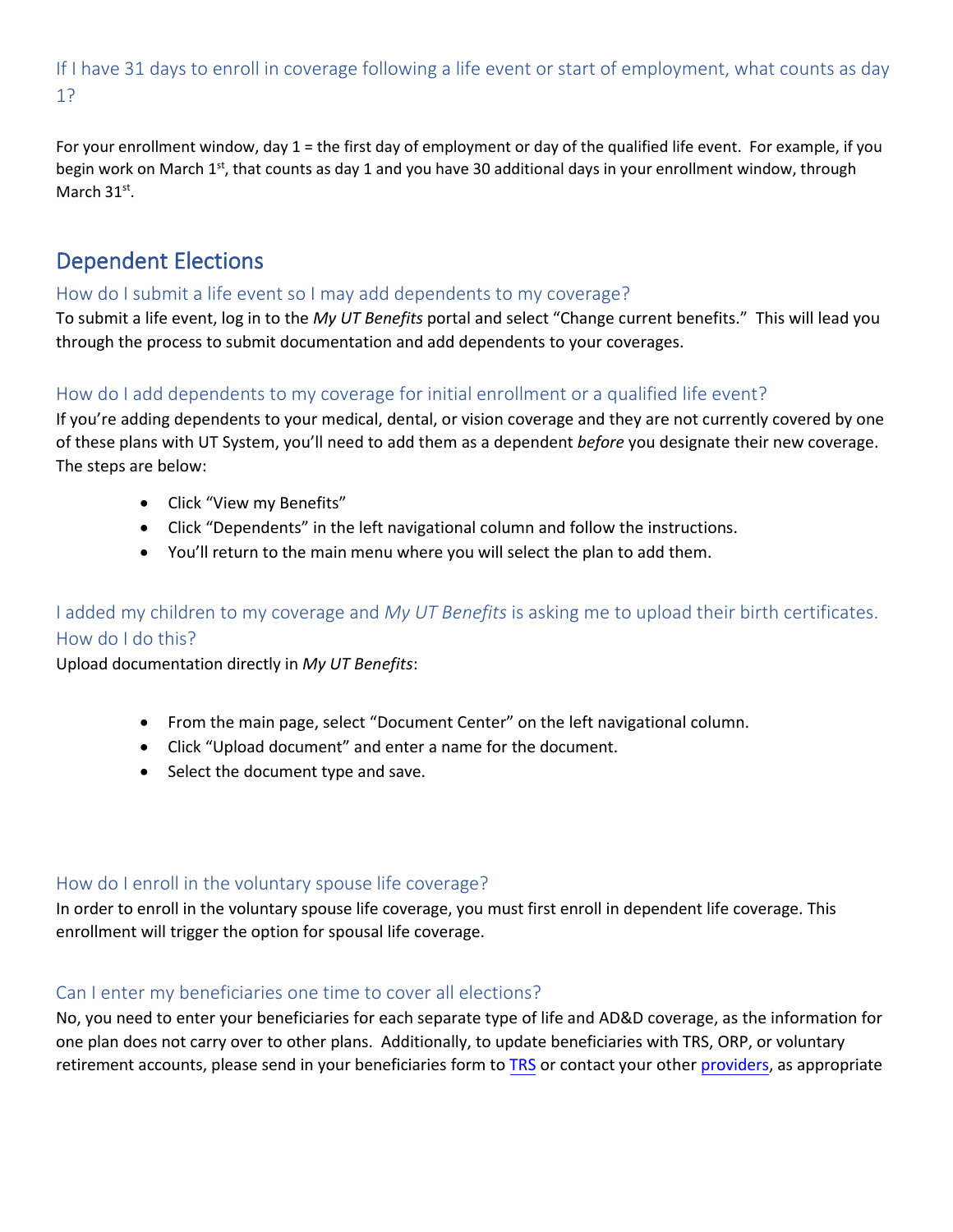### If I have 31 days to enroll in coverage following a life event or start of employment, what counts as day 1?

For your enrollment window, day 1 = the first day of employment or day of the qualified life event. For example, if you begin work on March 1st, that counts as day 1 and you have 30 additional days in your enrollment window, through March 31st.

## Dependent Elections

### How do I submit a life event so I may add dependents to my coverage?

To submit a life event, log in to the *My UT Benefits* portal and select "Change current benefits." This will lead you through the process to submit documentation and add dependents to your coverages.

### How do I add dependents to my coverage for initial enrollment or a qualified life event?

If you're adding dependents to your medical, dental, or vision coverage and they are not currently covered by one of these plans with UT System, you'll need to add them as a dependent *before* you designate their new coverage. The steps are below:

- Click "View my Benefits"
- Click "Dependents" in the left navigational column and follow the instructions.
- You'll return to the main menu where you will select the plan to add them.

### I added my children to my coverage and *My UT Benefits* is asking me to upload their birth certificates. How do I do this?

Upload documentation directly in *My UT Benefits*:

- From the main page, select "Document Center" on the left navigational column.
- Click "Upload document" and enter a name for the document.
- Select the document type and save.

### How do I enroll in the voluntary spouse life coverage?

In order to enroll in the voluntary spouse life coverage, you must first enroll in dependent life coverage. This enrollment will trigger the option for spousal life coverage.

### Can I enter my beneficiaries one time to cover all elections?

No, you need to enter your beneficiaries for each separate type of life and AD&D coverage, as the information for one plan does not carry over to other plans. Additionally, to update beneficiaries with TRS, ORP, or voluntary retirement accounts, please send in your beneficiaries form to TRS or contact your other providers, as appropriate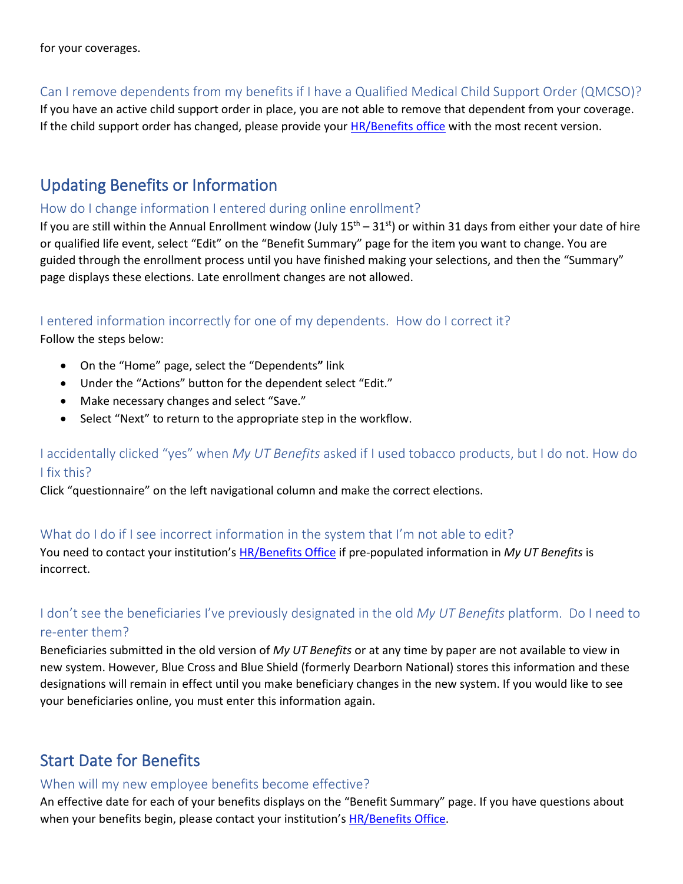for your coverages.

### Can I remove dependents from my benefits if I have a Qualified Medical Child Support Order (QMCSO)?

If you have an active child support order in place, you are not able to remove that dependent from your coverage. If the child support order has changed, please provide your [HR/Benefits office]() with the most recent version.

## Updating Benefits or Information

### How do I change information I entered during online enrollment?

If you are still within the Annual Enrollment window (July 15th – 31st) or within 31 days from either your date of hire or qualified life event, select “Edit” on the “Benefit Summary” page for the item you want to change. You are guided through the enrollment process until you have finished making your selections, and then the “Summary” page displays these elections. Late enrollment changes are not allowed.

### I entered information incorrectly for one of my dependents. How do I correct it?

Follow the steps below:

- On the “Home” page, select the “Dependents**”** link
- Under the “Actions” button for the dependent select “Edit.”
- Make necessary changes and select “Save.”
- Select “Next” to return to the appropriate step in the workflow.

### I accidentally clicked “yes” when *My UT Benefits* asked if I used tobacco products, but I do not. How do I fix this?

Click “questionnaire” on the left navigational column and make the correct elections.

### What do I do if I see incorrect information in the system that I’m not able to edit?

You need to contact your institution’s [HR/Benefits Office]() if pre-populated information in *My UT Benefits* is incorrect.

### I don’t see the beneficiaries I’ve previously designated in the old *My UT Benefits* platform. Do I need to re-enter them?

Beneficiaries submitted in the old version of *My UT Benefits* or at any time by paper are not available to view in new system. However, Blue Cross and Blue Shield (formerly Dearborn National) stores this information and these designations will remain in effect until you make beneficiary changes in the new system. If you would like to see your beneficiaries online, you must enter this information again.

## Start Date for Benefits

### When will my new employee benefits become effective?

An effective date for each of your benefits displays on the “Benefit Summary” page. If you have questions about when your benefits begin, please contact your institution’s [HR/Benefits Office]().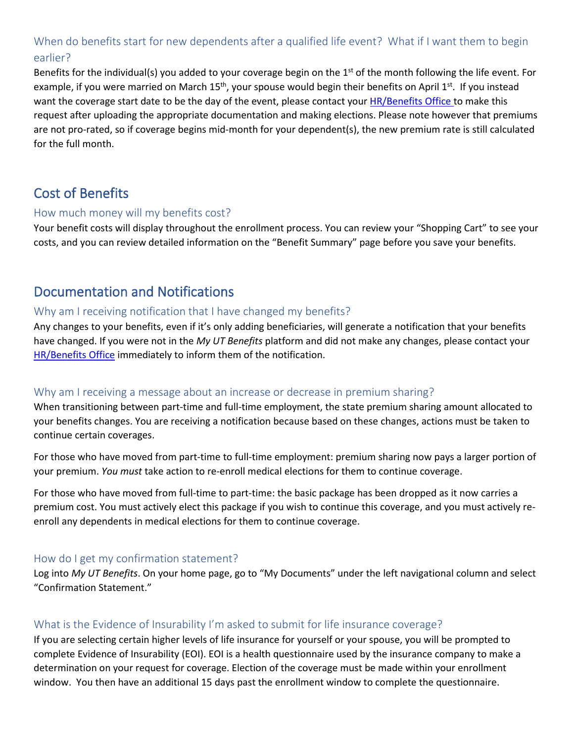### When do benefits start for new dependents after a qualified life event? What if I want them to begin earlier?

Benefits for the individual(s) you added to your coverage begin on the 1st of the month following the life event. For example, if you were married on March 15th, your spouse would begin their benefits on April 1st. If you instead want the coverage start date to be the day of the event, please contact your HR/Benefits Office to make this request after uploading the appropriate documentation and making elections. Please note however that premiums are not pro-rated, so if coverage begins mid-month for your dependent(s), the new premium rate is still calculated for the full month.

## Cost of Benefits

### How much money will my benefits cost?

Your benefit costs will display throughout the enrollment process. You can review your "Shopping Cart" to see your costs, and you can review detailed information on the "Benefit Summary" page before you save your benefits.

## Documentation and Notifications

### Why am I receiving notification that I have changed my benefits?

Any changes to your benefits, even if it's only adding beneficiaries, will generate a notification that your benefits have changed. If you were not in the *My UT Benefits* platform and did not make any changes, please contact your HR/Benefits Office immediately to inform them of the notification.

### Why am I receiving a message about an increase or decrease in premium sharing?

When transitioning between part-time and full-time employment, the state premium sharing amount allocated to your benefits changes. You are receiving a notification because based on these changes, actions must be taken to continue certain coverages.

For those who have moved from part-time to full-time employment: premium sharing now pays a larger portion of your premium. *You must* take action to re-enroll medical elections for them to continue coverage.

For those who have moved from full-time to part-time: the basic package has been dropped as it now carries a premium cost. You must actively elect this package if you wish to continue this coverage, and you must actively re-enroll any dependents in medical elections for them to continue coverage.

### How do I get my confirmation statement?

Log into *My UT Benefits*. On your home page, go to "My Documents" under the left navigational column and select "Confirmation Statement."

### What is the Evidence of Insurability I'm asked to submit for life insurance coverage?

If you are selecting certain higher levels of life insurance for yourself or your spouse, you will be prompted to complete Evidence of Insurability (EOI). EOI is a health questionnaire used by the insurance company to make a determination on your request for coverage. Election of the coverage must be made within your enrollment window. You then have an additional 15 days past the enrollment window to complete the questionnaire.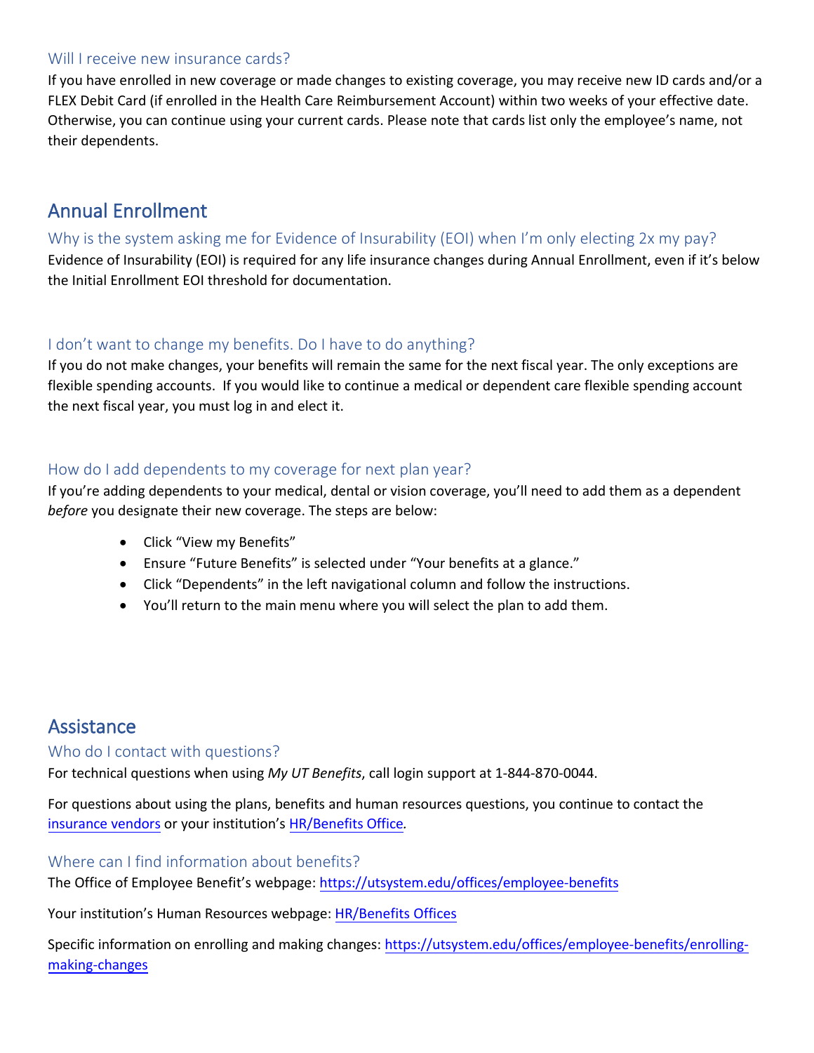### Will I receive new insurance cards?

If you have enrolled in new coverage or made changes to existing coverage, you may receive new ID cards and/or a FLEX Debit Card (if enrolled in the Health Care Reimbursement Account) within two weeks of your effective date. Otherwise, you can continue using your current cards. Please note that cards list only the employee's name, not their dependents.

## Annual Enrollment

### Why is the system asking me for Evidence of Insurability (EOI) when I'm only electing 2x my pay?

Evidence of Insurability (EOI) is required for any life insurance changes during Annual Enrollment, even if it's below the Initial Enrollment EOI threshold for documentation.

### I don't want to change my benefits. Do I have to do anything?

If you do not make changes, your benefits will remain the same for the next fiscal year. The only exceptions are flexible spending accounts. If you would like to continue a medical or dependent care flexible spending account the next fiscal year, you must log in and elect it.

### How do I add dependents to my coverage for next plan year?

If you're adding dependents to your medical, dental or vision coverage, you'll need to add them as a dependent *before* you designate their new coverage. The steps are below:

- Click "View my Benefits"
- Ensure "Future Benefits" is selected under "Your benefits at a glance."
- Click "Dependents" in the left navigational column and follow the instructions.
- You'll return to the main menu where you will select the plan to add them.

## Assistance

### Who do I contact with questions?

For technical questions when using *My UT Benefits*, call login support at 1-844-870-0044.

For questions about using the plans, benefits and human resources questions, you continue to contact the insurance vendors or your institution's HR/Benefits Office.

### Where can I find information about benefits?

The Office of Employee Benefit's webpage: https://utsystem.edu/offices/employee-benefits

Your institution's Human Resources webpage: HR/Benefits Offices

Specific information on enrolling and making changes: https://utsystem.edu/offices/employee-benefits/enrolling-making-changes